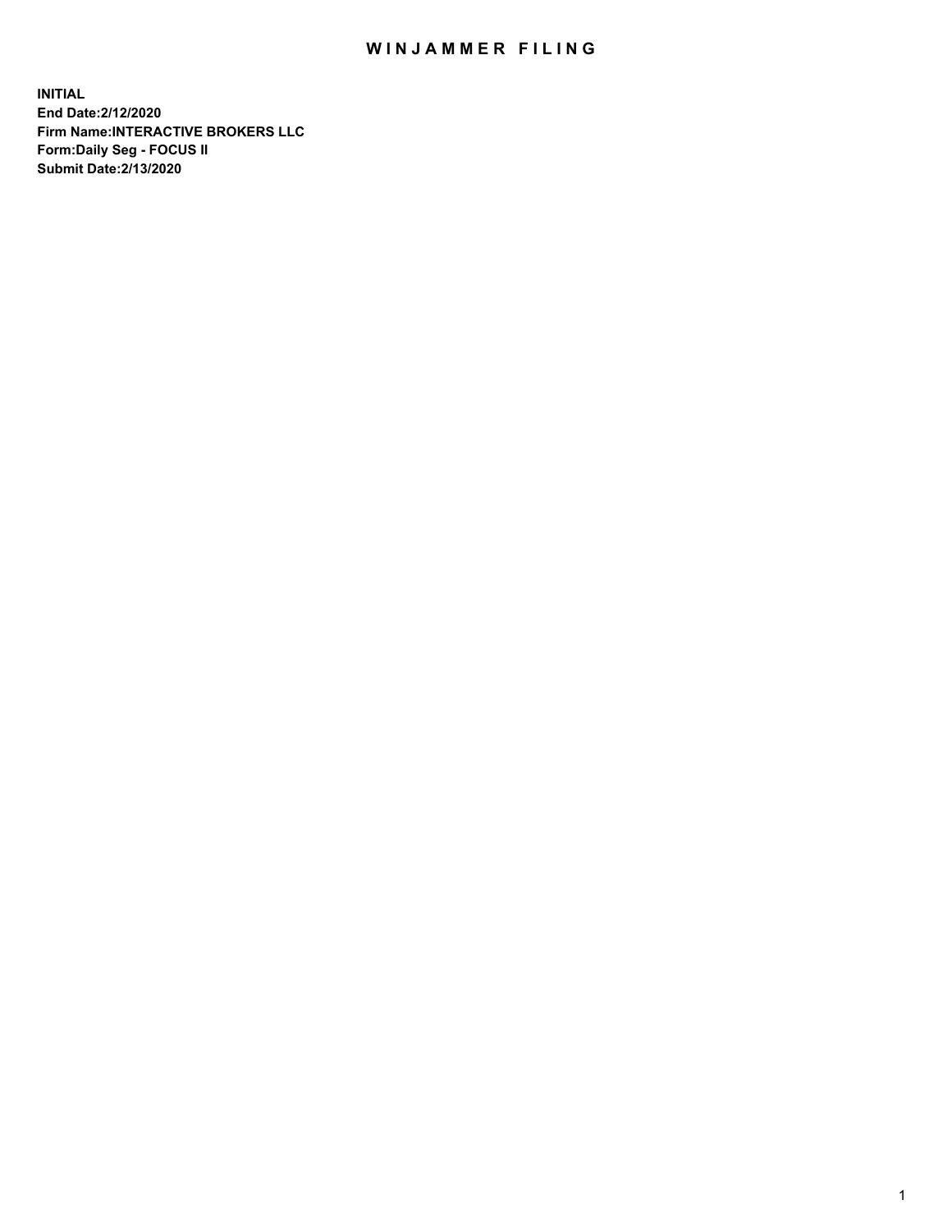# WINJAMMER FILING

**INITIAL**
**End Date:2/12/2020**
**Firm Name:INTERACTIVE BROKERS LLC**
**Form:Daily Seg - FOCUS II**
**Submit Date:2/13/2020**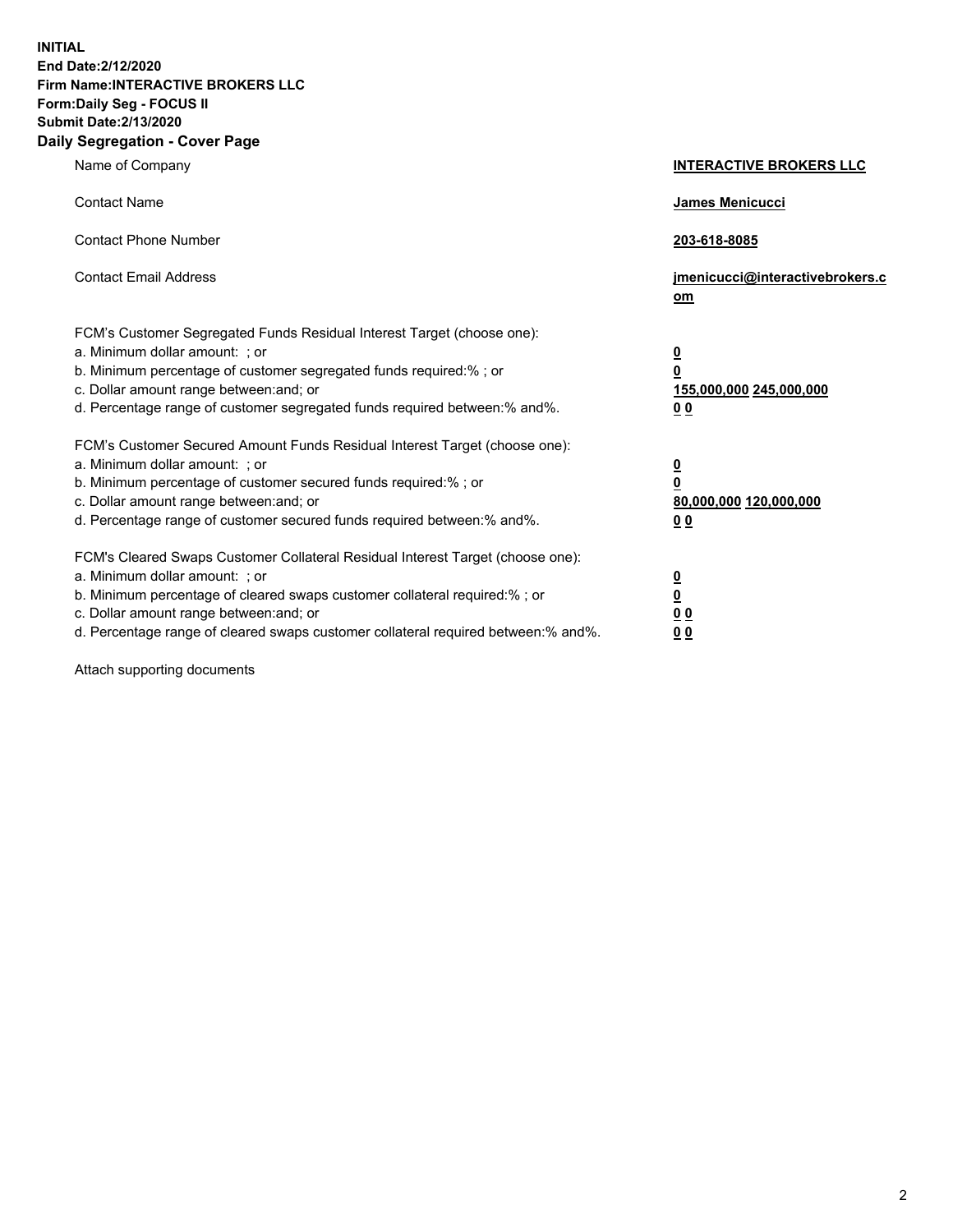**INITIAL**
**End Date:2/12/2020**
**Firm Name:INTERACTIVE BROKERS LLC**
**Form:Daily Seg - FOCUS II**
**Submit Date:2/13/2020**
**Daily Segregation - Cover Page**

| | |
|---|---|
| Name of Company | **INTERACTIVE BROKERS LLC** |
| Contact Name | **James Menicucci** |
| Contact Phone Number | **203-618-8085** |
| Contact Email Address | **jmenicucci@interactivebrokers.com** |

FCM's Customer Segregated Funds Residual Interest Target (choose one):

| | |
|---|---|
| a. Minimum dollar amount: ; or | **0** |
| b. Minimum percentage of customer segregated funds required:% ; or | **0** |
| c. Dollar amount range between:and; or | **155,000,000 245,000,000** |
| d. Percentage range of customer segregated funds required between:% and%. | **0 0** |

FCM's Customer Secured Amount Funds Residual Interest Target (choose one):

| | |
|---|---|
| a. Minimum dollar amount: ; or | **0** |
| b. Minimum percentage of customer secured funds required:% ; or | **0** |
| c. Dollar amount range between:and; or | **80,000,000 120,000,000** |
| d. Percentage range of customer secured funds required between:% and%. | **0 0** |

FCM's Cleared Swaps Customer Collateral Residual Interest Target (choose one):

| | |
|---|---|
| a. Minimum dollar amount: ; or | **0** |
| b. Minimum percentage of cleared swaps customer collateral required:% ; or | **0** |
| c. Dollar amount range between:and; or | **0 0** |
| d. Percentage range of cleared swaps customer collateral required between:% and%. | **0 0** |

Attach supporting documents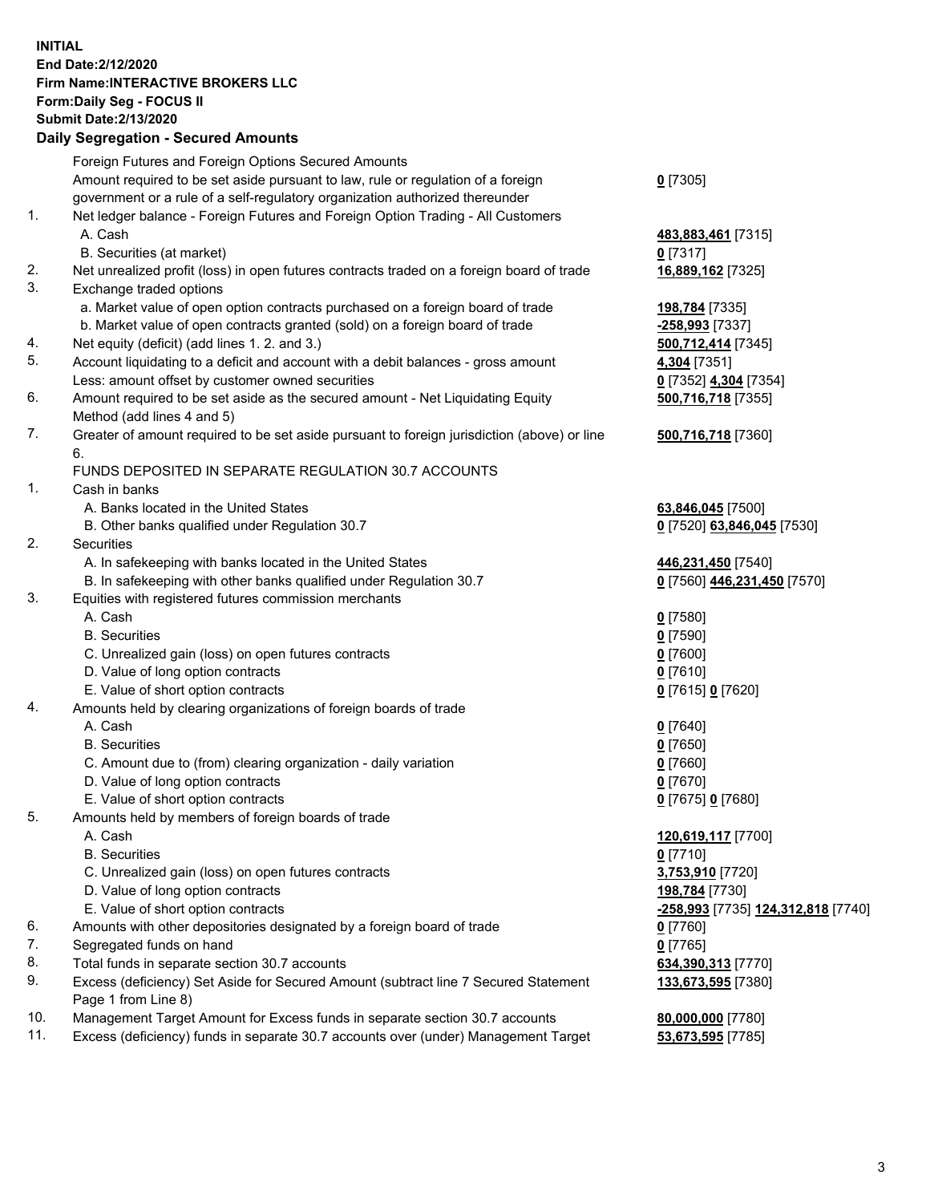**INITIAL**
**End Date:2/12/2020**
**Firm Name:INTERACTIVE BROKERS LLC**
**Form:Daily Seg - FOCUS II**
**Submit Date:2/13/2020**

**Daily Segregation - Secured Amounts**

| | | |
|---|---|---|
| | Foreign Futures and Foreign Options Secured Amounts | |
| | Amount required to be set aside pursuant to law, rule or regulation of a foreign government or a rule of a self-regulatory organization authorized thereunder | **0** [7305] |
| 1. | Net ledger balance - Foreign Futures and Foreign Option Trading - All Customers | |
| | A. Cash | **483,883,461** [7315] |
| | B. Securities (at market) | **0** [7317] |
| 2. | Net unrealized profit (loss) in open futures contracts traded on a foreign board of trade | **16,889,162** [7325] |
| 3. | Exchange traded options | |
| | a. Market value of open option contracts purchased on a foreign board of trade | **198,784** [7335] |
| | b. Market value of open contracts granted (sold) on a foreign board of trade | **-258,993** [7337] |
| 4. | Net equity (deficit) (add lines 1. 2. and 3.) | **500,712,414** [7345] |
| 5. | Account liquidating to a deficit and account with a debit balances - gross amount | **4,304** [7351] |
| | Less: amount offset by customer owned securities | **0** [7352] **4,304** [7354] |
| 6. | Amount required to be set aside as the secured amount - Net Liquidating Equity Method (add lines 4 and 5) | **500,716,718** [7355] |
| 7. | Greater of amount required to be set aside pursuant to foreign jurisdiction (above) or line 6. | **500,716,718** [7360] |
| | FUNDS DEPOSITED IN SEPARATE REGULATION 30.7 ACCOUNTS | |
| 1. | Cash in banks | |
| | A. Banks located in the United States | **63,846,045** [7500] |
| | B. Other banks qualified under Regulation 30.7 | **0** [7520] **63,846,045** [7530] |
| 2. | Securities | |
| | A. In safekeeping with banks located in the United States | **446,231,450** [7540] |
| | B. In safekeeping with other banks qualified under Regulation 30.7 | **0** [7560] **446,231,450** [7570] |
| 3. | Equities with registered futures commission merchants | |
| | A. Cash | **0** [7580] |
| | B. Securities | **0** [7590] |
| | C. Unrealized gain (loss) on open futures contracts | **0** [7600] |
| | D. Value of long option contracts | **0** [7610] |
| | E. Value of short option contracts | **0** [7615] **0** [7620] |
| 4. | Amounts held by clearing organizations of foreign boards of trade | |
| | A. Cash | **0** [7640] |
| | B. Securities | **0** [7650] |
| | C. Amount due to (from) clearing organization - daily variation | **0** [7660] |
| | D. Value of long option contracts | **0** [7670] |
| | E. Value of short option contracts | **0** [7675] **0** [7680] |
| 5. | Amounts held by members of foreign boards of trade | |
| | A. Cash | **120,619,117** [7700] |
| | B. Securities | **0** [7710] |
| | C. Unrealized gain (loss) on open futures contracts | **3,753,910** [7720] |
| | D. Value of long option contracts | **198,784** [7730] |
| | E. Value of short option contracts | **-258,993** [7735] **124,312,818** [7740] |
| 6. | Amounts with other depositories designated by a foreign board of trade | **0** [7760] |
| 7. | Segregated funds on hand | **0** [7765] |
| 8. | Total funds in separate section 30.7 accounts | **634,390,313** [7770] |
| 9. | Excess (deficiency) Set Aside for Secured Amount (subtract line 7 Secured Statement Page 1 from Line 8) | **133,673,595** [7380] |
| 10. | Management Target Amount for Excess funds in separate section 30.7 accounts | **80,000,000** [7780] |
| 11. | Excess (deficiency) funds in separate 30.7 accounts over (under) Management Target | **53,673,595** [7785] |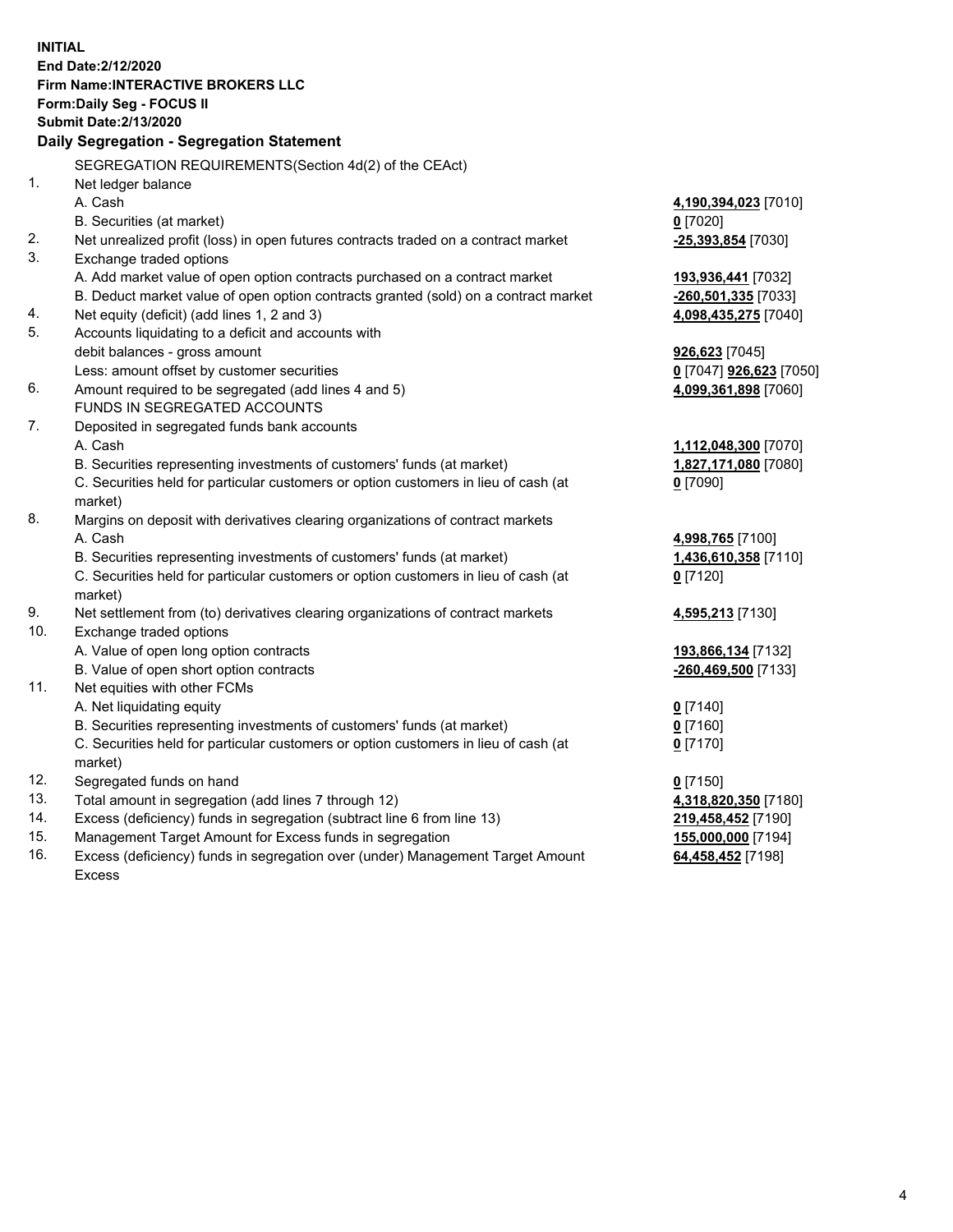**INITIAL**
**End Date:2/12/2020**
**Firm Name:INTERACTIVE BROKERS LLC**
**Form:Daily Seg - FOCUS II**
**Submit Date:2/13/2020**

## Daily Segregation - Segregation Statement

SEGREGATION REQUIREMENTS(Section 4d(2) of the CEAct)

| | | |
|---|---|---|
| 1. | Net ledger balance | |
| | A. Cash | **4,190,394,023** [7010] |
| | B. Securities (at market) | **0** [7020] |
| 2. | Net unrealized profit (loss) in open futures contracts traded on a contract market | **-25,393,854** [7030] |
| 3. | Exchange traded options | |
| | A. Add market value of open option contracts purchased on a contract market | **193,936,441** [7032] |
| | B. Deduct market value of open option contracts granted (sold) on a contract market | **-260,501,335** [7033] |
| 4. | Net equity (deficit) (add lines 1, 2 and 3) | **4,098,435,275** [7040] |
| 5. | Accounts liquidating to a deficit and accounts with debit balances - gross amount | **926,623** [7045] |
| | Less: amount offset by customer securities | **0** [7047] **926,623** [7050] |
| 6. | Amount required to be segregated (add lines 4 and 5) | **4,099,361,898** [7060] |
| | FUNDS IN SEGREGATED ACCOUNTS | |
| 7. | Deposited in segregated funds bank accounts | |
| | A. Cash | **1,112,048,300** [7070] |
| | B. Securities representing investments of customers' funds (at market) | **1,827,171,080** [7080] |
| | C. Securities held for particular customers or option customers in lieu of cash (at market) | **0** [7090] |
| 8. | Margins on deposit with derivatives clearing organizations of contract markets | |
| | A. Cash | **4,998,765** [7100] |
| | B. Securities representing investments of customers' funds (at market) | **1,436,610,358** [7110] |
| | C. Securities held for particular customers or option customers in lieu of cash (at market) | **0** [7120] |
| 9. | Net settlement from (to) derivatives clearing organizations of contract markets | **4,595,213** [7130] |
| 10. | Exchange traded options | |
| | A. Value of open long option contracts | **193,866,134** [7132] |
| | B. Value of open short option contracts | **-260,469,500** [7133] |
| 11. | Net equities with other FCMs | |
| | A. Net liquidating equity | **0** [7140] |
| | B. Securities representing investments of customers' funds (at market) | **0** [7160] |
| | C. Securities held for particular customers or option customers in lieu of cash (at market) | **0** [7170] |
| 12. | Segregated funds on hand | **0** [7150] |
| 13. | Total amount in segregation (add lines 7 through 12) | **4,318,820,350** [7180] |
| 14. | Excess (deficiency) funds in segregation (subtract line 6 from line 13) | **219,458,452** [7190] |
| 15. | Management Target Amount for Excess funds in segregation | **155,000,000** [7194] |
| 16. | Excess (deficiency) funds in segregation over (under) Management Target Amount Excess | **64,458,452** [7198] |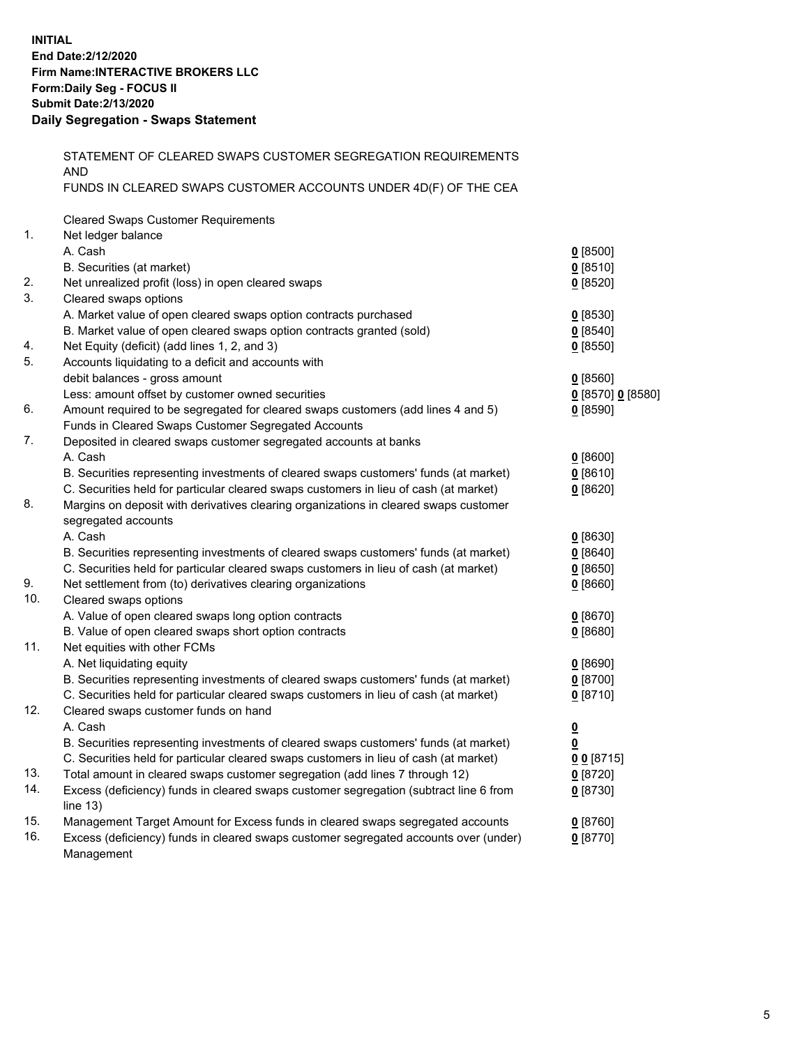**INITIAL**
**End Date:2/12/2020**
**Firm Name:INTERACTIVE BROKERS LLC**
**Form:Daily Seg - FOCUS II**
**Submit Date:2/13/2020**
**Daily Segregation - Swaps Statement**

STATEMENT OF CLEARED SWAPS CUSTOMER SEGREGATION REQUIREMENTS AND FUNDS IN CLEARED SWAPS CUSTOMER ACCOUNTS UNDER 4D(F) OF THE CEA

| | | |
|---|---|---|
| | Cleared Swaps Customer Requirements | |
| 1. | Net ledger balance | |
| | A. Cash | 0 [8500] |
| | B. Securities (at market) | 0 [8510] |
| 2. | Net unrealized profit (loss) in open cleared swaps | 0 [8520] |
| 3. | Cleared swaps options | |
| | A. Market value of open cleared swaps option contracts purchased | 0 [8530] |
| | B. Market value of open cleared swaps option contracts granted (sold) | 0 [8540] |
| 4. | Net Equity (deficit) (add lines 1, 2, and 3) | 0 [8550] |
| 5. | Accounts liquidating to a deficit and accounts with debit balances - gross amount | 0 [8560] |
| | Less: amount offset by customer owned securities | 0 [8570] 0 [8580] |
| 6. | Amount required to be segregated for cleared swaps customers (add lines 4 and 5) | 0 [8590] |
| | Funds in Cleared Swaps Customer Segregated Accounts | |
| 7. | Deposited in cleared swaps customer segregated accounts at banks | |
| | A. Cash | 0 [8600] |
| | B. Securities representing investments of cleared swaps customers' funds (at market) | 0 [8610] |
| | C. Securities held for particular cleared swaps customers in lieu of cash (at market) | 0 [8620] |
| 8. | Margins on deposit with derivatives clearing organizations in cleared swaps customer segregated accounts | |
| | A. Cash | 0 [8630] |
| | B. Securities representing investments of cleared swaps customers' funds (at market) | 0 [8640] |
| | C. Securities held for particular cleared swaps customers in lieu of cash (at market) | 0 [8650] |
| 9. | Net settlement from (to) derivatives clearing organizations | 0 [8660] |
| 10. | Cleared swaps options | |
| | A. Value of open cleared swaps long option contracts | 0 [8670] |
| | B. Value of open cleared swaps short option contracts | 0 [8680] |
| 11. | Net equities with other FCMs | |
| | A. Net liquidating equity | 0 [8690] |
| | B. Securities representing investments of cleared swaps customers' funds (at market) | 0 [8700] |
| | C. Securities held for particular cleared swaps customers in lieu of cash (at market) | 0 [8710] |
| 12. | Cleared swaps customer funds on hand | |
| | A. Cash | 0 |
| | B. Securities representing investments of cleared swaps customers' funds (at market) | 0 |
| | C. Securities held for particular cleared swaps customers in lieu of cash (at market) | 0 0 [8715] |
| 13. | Total amount in cleared swaps customer segregation (add lines 7 through 12) | 0 [8720] |
| 14. | Excess (deficiency) funds in cleared swaps customer segregation (subtract line 6 from line 13) | 0 [8730] |
| 15. | Management Target Amount for Excess funds in cleared swaps segregated accounts | 0 [8760] |
| 16. | Excess (deficiency) funds in cleared swaps customer segregated accounts over (under) Management | 0 [8770] |